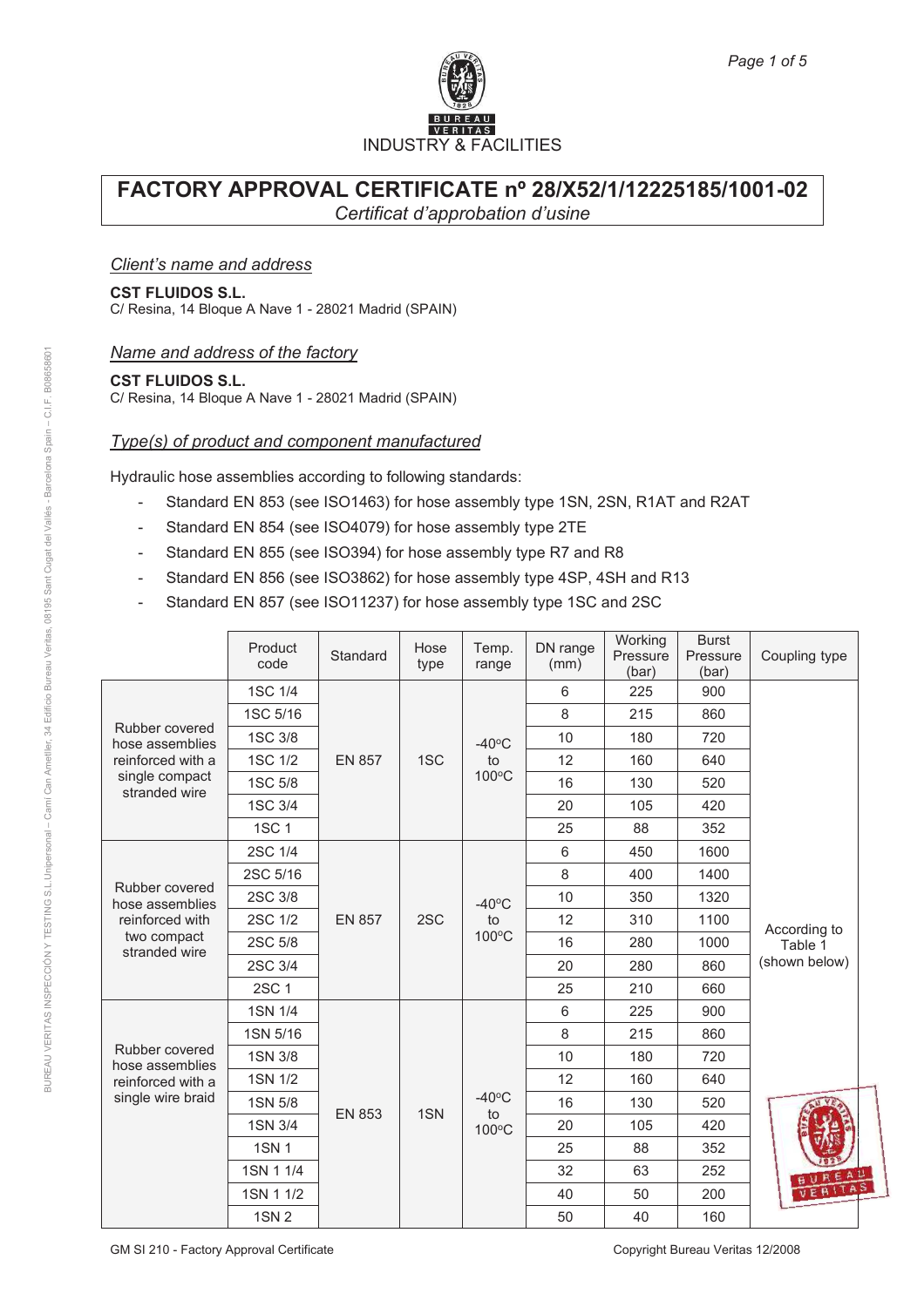BUREAU VERITAS

INDUSTRY & FACILITIES

# FACTORY APPROVAL CERTIFICATE nº 28/X52/1/12225185/1001-02

*Certificat d'approbation d'usine*

## *Client's name and address*

**CST FLUIDOS S.L.**
C/ Resina, 14 Bloque A Nave 1 - 28021 Madrid (SPAIN)

## *Name and address of the factory*

**CST FLUIDOS S.L.**
C/ Resina, 14 Bloque A Nave 1 - 28021 Madrid (SPAIN)

## *Type(s) of product and component manufactured*

Hydraulic hose assemblies according to following standards:

- Standard EN 853 (see ISO1463) for hose assembly type 1SN, 2SN, R1AT and R2AT
- Standard EN 854 (see ISO4079) for hose assembly type 2TE
- Standard EN 855 (see ISO394) for hose assembly type R7 and R8
- Standard EN 856 (see ISO3862) for hose assembly type 4SP, 4SH and R13
- Standard EN 857 (see ISO11237) for hose assembly type 1SC and 2SC

| | Product code | Standard | Hose type | Temp. range | DN range (mm) | Working Pressure (bar) | Burst Pressure (bar) | Coupling type |
|---|---|---|---|---|---|---|---|---|
| Rubber covered hose assemblies reinforced with a single compact stranded wire | 1SC 1/4 | EN 857 | 1SC | -40ºC to 100ºC | 6 | 225 | 900 | According to Table 1 (shown below) |
| | 1SC 5/16 | | | | 8 | 215 | 860 | |
| | 1SC 3/8 | | | | 10 | 180 | 720 | |
| | 1SC 1/2 | | | | 12 | 160 | 640 | |
| | 1SC 5/8 | | | | 16 | 130 | 520 | |
| | 1SC 3/4 | | | | 20 | 105 | 420 | |
| | 1SC 1 | | | | 25 | 88 | 352 | |
| Rubber covered hose assemblies reinforced with two compact stranded wire | 2SC 1/4 | EN 857 | 2SC | -40ºC to 100ºC | 6 | 450 | 1600 | |
| | 2SC 5/16 | | | | 8 | 400 | 1400 | |
| | 2SC 3/8 | | | | 10 | 350 | 1320 | |
| | 2SC 1/2 | | | | 12 | 310 | 1100 | |
| | 2SC 5/8 | | | | 16 | 280 | 1000 | |
| | 2SC 3/4 | | | | 20 | 280 | 860 | |
| | 2SC 1 | | | | 25 | 210 | 660 | |
| Rubber covered hose assemblies reinforced with a single wire braid | 1SN 1/4 | EN 853 | 1SN | -40ºC to 100ºC | 6 | 225 | 900 | |
| | 1SN 5/16 | | | | 8 | 215 | 860 | |
| | 1SN 3/8 | | | | 10 | 180 | 720 | |
| | 1SN 1/2 | | | | 12 | 160 | 640 | |
| | 1SN 5/8 | | | | 16 | 130 | 520 | |
| | 1SN 3/4 | | | | 20 | 105 | 420 | |
| | 1SN 1 | | | | 25 | 88 | 352 | |
| | 1SN 1 1/4 | | | | 32 | 63 | 252 | |
| | 1SN 1 1/2 | | | | 40 | 50 | 200 | |
| | 1SN 2 | | | | 50 | 40 | 160 | |

GM SI 210 - Factory Approval Certificate

Copyright Bureau Veritas 12/2008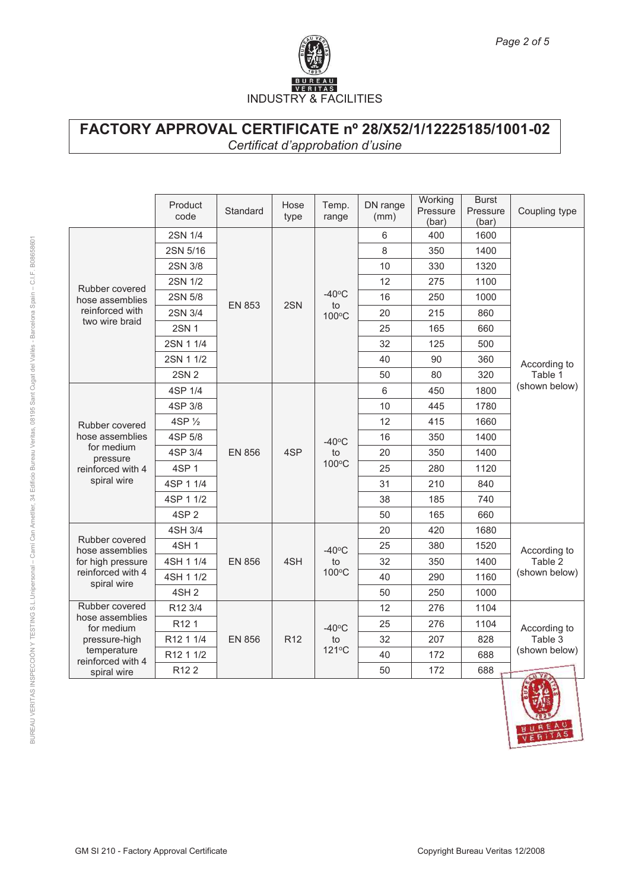BUREAU VERITAS

INDUSTRY & FACILITIES

# FACTORY APPROVAL CERTIFICATE nº 28/X52/1/12225185/1001-02

*Certificat d'approbation d'usine*

| | Product code | Standard | Hose type | Temp. range | DN range (mm) | Working Pressure (bar) | Burst Pressure (bar) | Coupling type |
|---|---|---|---|---|---|---|---|---|
| Rubber covered hose assemblies reinforced with two wire braid | 2SN 1/4 | EN 853 | 2SN | -40ºC to 100ºC | 6 | 400 | 1600 | According to Table 1 (shown below) |
| | 2SN 5/16 | | | | 8 | 350 | 1400 | |
| | 2SN 3/8 | | | | 10 | 330 | 1320 | |
| | 2SN 1/2 | | | | 12 | 275 | 1100 | |
| | 2SN 5/8 | | | | 16 | 250 | 1000 | |
| | 2SN 3/4 | | | | 20 | 215 | 860 | |
| | 2SN 1 | | | | 25 | 165 | 660 | |
| | 2SN 1 1/4 | | | | 32 | 125 | 500 | |
| | 2SN 1 1/2 | | | | 40 | 90 | 360 | |
| | 2SN 2 | | | | 50 | 80 | 320 | |
| Rubber covered hose assemblies for medium pressure reinforced with 4 spiral wire | 4SP 1/4 | EN 856 | 4SP | -40ºC to 100ºC | 6 | 450 | 1800 | |
| | 4SP 3/8 | | | | 10 | 445 | 1780 | |
| | 4SP ½ | | | | 12 | 415 | 1660 | |
| | 4SP 5/8 | | | | 16 | 350 | 1400 | |
| | 4SP 3/4 | | | | 20 | 350 | 1400 | |
| | 4SP 1 | | | | 25 | 280 | 1120 | |
| | 4SP 1 1/4 | | | | 31 | 210 | 840 | |
| | 4SP 1 1/2 | | | | 38 | 185 | 740 | |
| | 4SP 2 | | | | 50 | 165 | 660 | |
| Rubber covered hose assemblies for high pressure reinforced with 4 spiral wire | 4SH 3/4 | EN 856 | 4SH | -40ºC to 100ºC | 20 | 420 | 1680 | According to Table 2 (shown below) |
| | 4SH 1 | | | | 25 | 380 | 1520 | |
| | 4SH 1 1/4 | | | | 32 | 350 | 1400 | |
| | 4SH 1 1/2 | | | | 40 | 290 | 1160 | |
| | 4SH 2 | | | | 50 | 250 | 1000 | |
| Rubber covered hose assemblies for medium pressure-high temperature reinforced with 4 spiral wire | R12 3/4 | EN 856 | R12 | -40ºC to 121ºC | 12 | 276 | 1104 | According to Table 3 (shown below) |
| | R12 1 | | | | 25 | 276 | 1104 | |
| | R12 1 1/4 | | | | 32 | 207 | 828 | |
| | R12 1 1/2 | | | | 40 | 172 | 688 | |
| | R12 2 | | | | 50 | 172 | 688 | |

BUREAU VERITAS INSPECCIÓN Y TESTING S.L.Unipersonal – Camí Can Ametller, 34 Edificio Bureau Veritas, 08195 Sant Cugat del Vallès - Barcelona Spain – C.I.F. B08658601

GM SI 210 - Factory Approval Certificate

Copyright Bureau Veritas 12/2008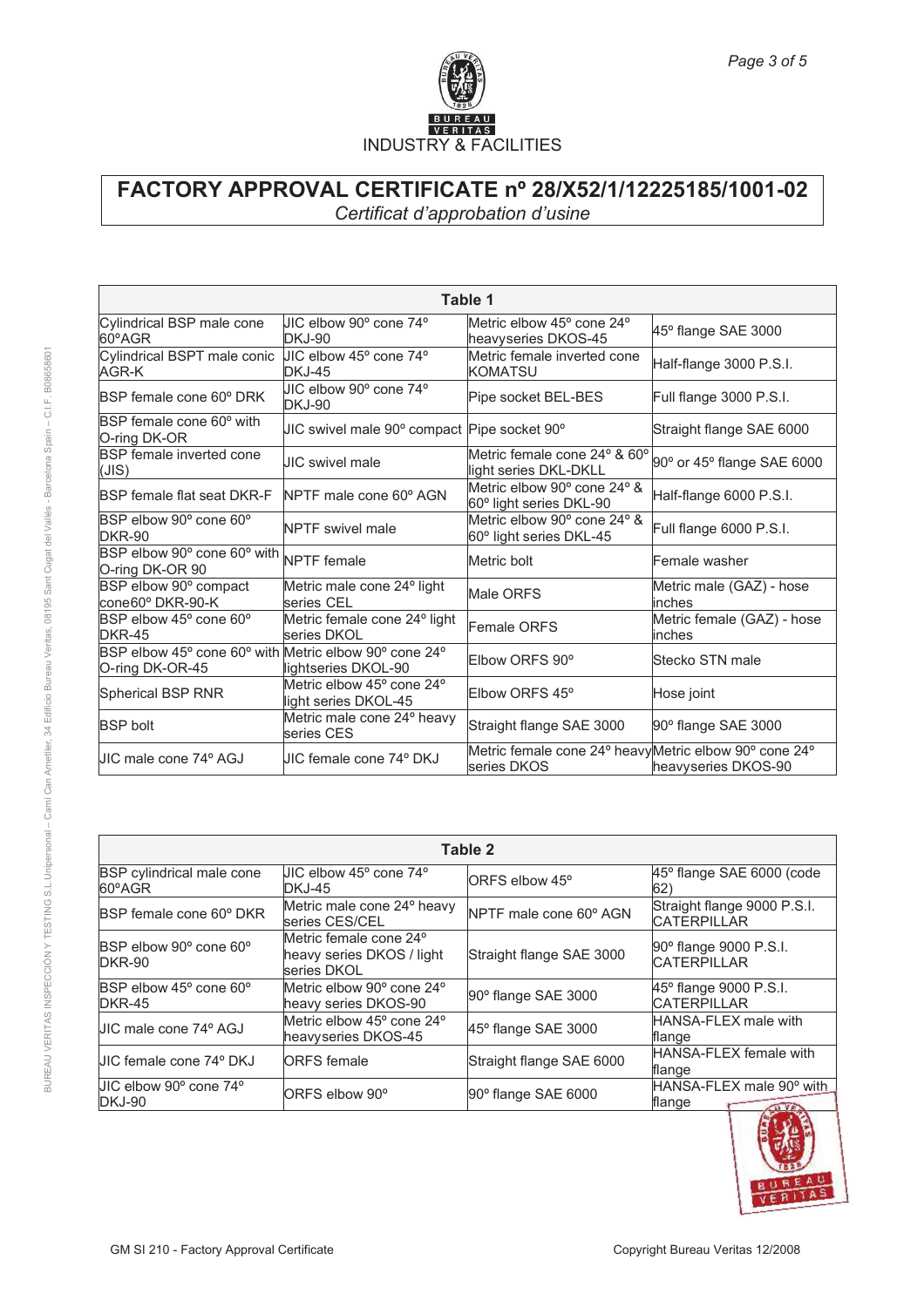BUREAU VERITAS

INDUSTRY & FACILITIES

# FACTORY APPROVAL CERTIFICATE nº 28/X52/1/12225185/1001-02

*Certificat d'approbation d'usine*

| Table 1 | | | |
|---|---|---|---|
| Cylindrical BSP male cone 60ºAGR | JIC elbow 90º cone 74º DKJ-90 | Metric elbow 45º cone 24º heavyseries DKOS-45 | 45º flange SAE 3000 |
| Cylindrical BSPT male conic AGR-K | JIC elbow 45º cone 74º DKJ-45 | Metric female inverted cone KOMATSU | Half-flange 3000 P.S.I. |
| BSP female cone 60º DRK | JIC elbow 90º cone 74º DKJ-90 | Pipe socket BEL-BES | Full flange 3000 P.S.I. |
| BSP female cone 60º with O-ring DK-OR | JIC swivel male 90º compact | Pipe socket 90º | Straight flange SAE 6000 |
| BSP female inverted cone (JIS) | JIC swivel male | Metric female cone 24º & 60º light series DKL-DKLL | 90º or 45º flange SAE 6000 |
| BSP female flat seat DKR-F | NPTF male cone 60º AGN | Metric elbow 90º cone 24º & 60º light series DKL-90 | Half-flange 6000 P.S.I. |
| BSP elbow 90º cone 60º DKR-90 | NPTF swivel male | Metric elbow 90º cone 24º & 60º light series DKL-45 | Full flange 6000 P.S.I. |
| BSP elbow 90º cone 60º with O-ring DK-OR 90 | NPTF female | Metric bolt | Female washer |
| BSP elbow 90º compact cone60º DKR-90-K | Metric male cone 24º light series CEL | Male ORFS | Metric male (GAZ) - hose inches |
| BSP elbow 45º cone 60º DKR-45 | Metric female cone 24º light series DKOL | Female ORFS | Metric female (GAZ) - hose inches |
| BSP elbow 45º cone 60º with O-ring DK-OR-45 | Metric elbow 90º cone 24º lightseries DKOL-90 | Elbow ORFS 90º | Stecko STN male |
| Spherical BSP RNR | Metric elbow 45º cone 24º light series DKOL-45 | Elbow ORFS 45º | Hose joint |
| BSP bolt | Metric male cone 24º heavy series CES | Straight flange SAE 3000 | 90º flange SAE 3000 |
| JIC male cone 74º AGJ | JIC female cone 74º DKJ | Metric female cone 24º heavy series DKOS | Metric elbow 90º cone 24º heavyseries DKOS-90 |

| Table 2 | | | |
|---|---|---|---|
| BSP cylindrical male cone 60ºAGR | JIC elbow 45º cone 74º DKJ-45 | ORFS elbow 45º | 45º flange SAE 6000 (code 62) |
| BSP female cone 60º DKR | Metric male cone 24º heavy series CES/CEL | NPTF male cone 60º AGN | Straight flange 9000 P.S.I. CATERPILLAR |
| BSP elbow 90º cone 60º DKR-90 | Metric female cone 24º heavy series DKOS / light series DKOL | Straight flange SAE 3000 | 90º flange 9000 P.S.I. CATERPILLAR |
| BSP elbow 45º cone 60º DKR-45 | Metric elbow 90º cone 24º heavy series DKOS-90 | 90º flange SAE 3000 | 45º flange 9000 P.S.I. CATERPILLAR |
| JIC male cone 74º AGJ | Metric elbow 45º cone 24º heavyseries DKOS-45 | 45º flange SAE 3000 | HANSA-FLEX male with flange |
| JIC female cone 74º DKJ | ORFS female | Straight flange SAE 6000 | HANSA-FLEX female with flange |
| JIC elbow 90º cone 74º DKJ-90 | ORFS elbow 90º | 90º flange SAE 6000 | HANSA-FLEX male 90º with flange |

GM SI 210 - Factory Approval Certificate — Copyright Bureau Veritas 12/2008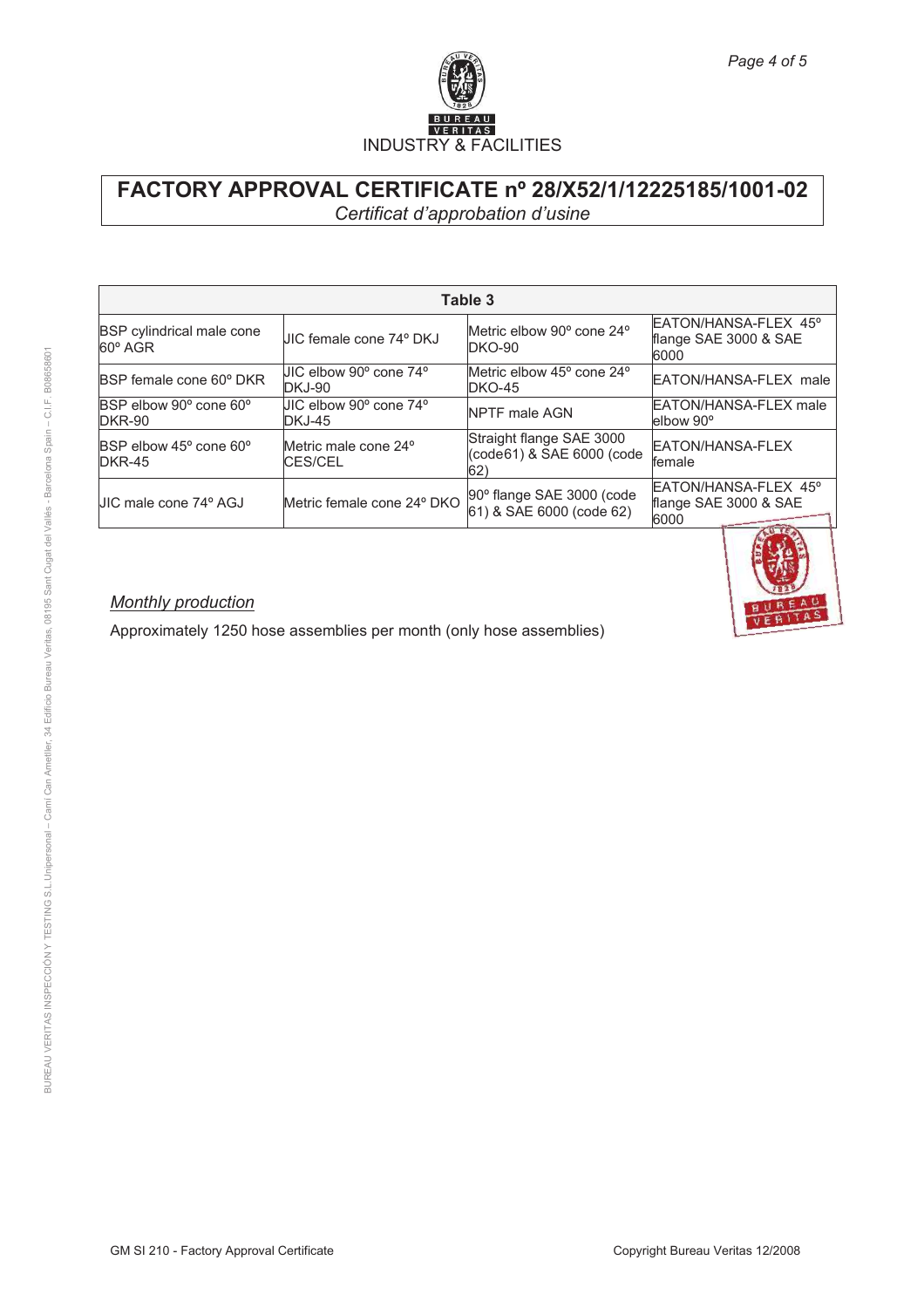# FACTORY APPROVAL CERTIFICATE nº 28/X52/1/12225185/1001-02

*Certificat d'approbation d'usine*

| Table 3 | | | |
|---|---|---|---|
| BSP cylindrical male cone 60º AGR | JIC female cone 74º DKJ | Metric elbow 90º cone 24º DKO-90 | EATON/HANSA-FLEX 45º flange SAE 3000 & SAE 6000 |
| BSP female cone 60º DKR | JIC elbow 90º cone 74º DKJ-90 | Metric elbow 45º cone 24º DKO-45 | EATON/HANSA-FLEX male |
| BSP elbow 90º cone 60º DKR-90 | JIC elbow 90º cone 74º DKJ-45 | NPTF male AGN | EATON/HANSA-FLEX male elbow 90º |
| BSP elbow 45º cone 60º DKR-45 | Metric male cone 24º CES/CEL | Straight flange SAE 3000 (code61) & SAE 6000 (code 62) | EATON/HANSA-FLEX female |
| JIC male cone 74º AGJ | Metric female cone 24º DKO | 90º flange SAE 3000 (code 61) & SAE 6000 (code 62) | EATON/HANSA-FLEX 45º flange SAE 3000 & SAE 6000 |

*Monthly production*

Approximately 1250 hose assemblies per month (only hose assemblies)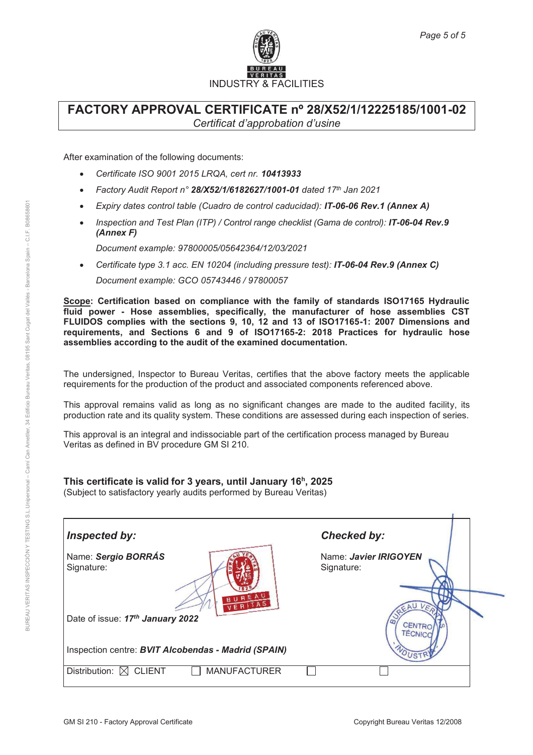BUREAU VERITAS
INDUSTRY & FACILITIES

# FACTORY APPROVAL CERTIFICATE nº 28/X52/1/12225185/1001-02

*Certificat d'approbation d'usine*

After examination of the following documents:

- *Certificate ISO 9001 2015 LRQA, cert nr.* ***10413933***
- *Factory Audit Report n°* ***28/X52/1/6182627/1001-01*** *dated 17th Jan 2021*
- *Expiry dates control table (Cuadro de control caducidad):* ***IT-06-06 Rev.1 (Annex A)***
- *Inspection and Test Plan (ITP) / Control range checklist (Gama de control):* ***IT-06-04 Rev.9 (Annex F)***

  *Document example: 97800005/05642364/12/03/2021*
- *Certificate type 3.1 acc. EN 10204 (including pressure test):* ***IT-06-04 Rev.9 (Annex C)***

  *Document example: GCO 05743446 / 97800057*

**Scope: Certification based on compliance with the family of standards ISO17165 Hydraulic fluid power - Hose assemblies, specifically, the manufacturer of hose assemblies CST FLUIDOS complies with the sections 9, 10, 12 and 13 of ISO17165-1: 2007 Dimensions and requirements, and Sections 6 and 9 of ISO17165-2: 2018 Practices for hydraulic hose assemblies according to the audit of the examined documentation.**

The undersigned, Inspector to Bureau Veritas, certifies that the above factory meets the applicable requirements for the production of the product and associated components referenced above.

This approval remains valid as long as no significant changes are made to the audited facility, its production rate and its quality system. These conditions are assessed during each inspection of series.

This approval is an integral and indissociable part of the certification process managed by Bureau Veritas as defined in BV procedure GM SI 210.

**This certificate is valid for 3 years, until January 16h, 2025**
(Subject to satisfactory yearly audits performed by Bureau Veritas)

| | |
|---|---|
| ***Inspected by:*** | ***Checked by:*** |
| Name: ***Sergio BORRÁS*** | Name: ***Javier IRIGOYEN*** |
| Signature: | Signature: |
| Date of issue: ***17th January 2022*** | |
| Inspection centre: ***BVIT Alcobendas - Madrid (SPAIN)*** | |
| Distribution: ☒ CLIENT ☐ MANUFACTURER ☐ ☐ | |

BUREAU VERITAS INSPECCIÓN Y TESTING S.L.Unipersonal – Camí Can Ametller, 34 Edificio Bureau Veritas, 08195 Sant Cugat del Vallès - Barcelona Spain – C.I.F. B08658601

GM SI 210 - Factory Approval Certificate

Copyright Bureau Veritas 12/2008